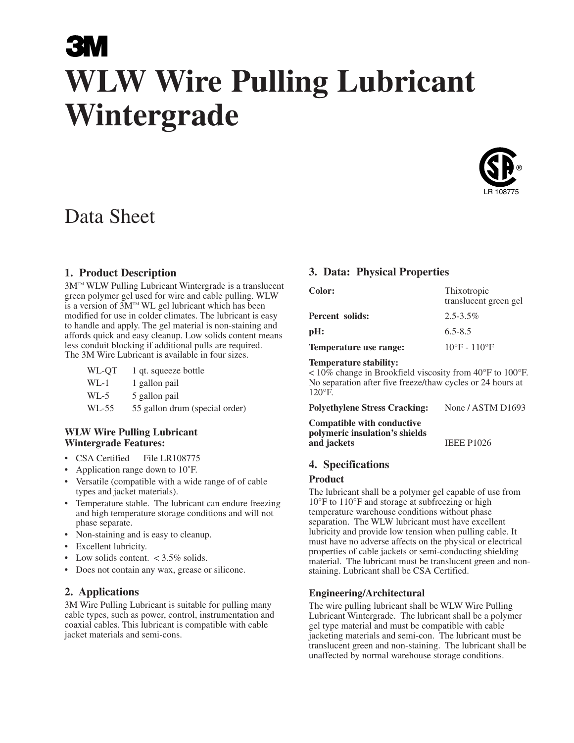3M

# WLW Wire Pulling Lubricant Wintergrade

LR 108775

Data Sheet

## 1. Product Description

3M™ WLW Pulling Lubricant Wintergrade is a translucent green polymer gel used for wire and cable pulling. WLW is a version of 3M™ WL gel lubricant which has been modified for use in colder climates. The lubricant is easy to handle and apply. The gel material is non-staining and affords quick and easy cleanup. Low solids content means less conduit blocking if additional pulls are required. The 3M Wire Lubricant is available in four sizes.

| | |
|---|---|
| WL-QT | 1 qt. squeeze bottle |
| WL-1 | 1 gallon pail |
| WL-5 | 5 gallon pail |
| WL-55 | 55 gallon drum (special order) |

### WLW Wire Pulling Lubricant Wintergrade Features:

- CSA Certified   File LR108775
- Application range down to 10˚F.
- Versatile (compatible with a wide range of of cable types and jacket materials).
- Temperature stable. The lubricant can endure freezing and high temperature storage conditions and will not phase separate.
- Non-staining and is easy to cleanup.
- Excellent lubricity.
- Low solids content. < 3.5% solids.
- Does not contain any wax, grease or silicone.

## 2. Applications

3M Wire Pulling Lubricant is suitable for pulling many cable types, such as power, control, instrumentation and coaxial cables. This lubricant is compatible with cable jacket materials and semi-cons.

## 3. Data: Physical Properties

| | |
|---|---|
| **Color:** | Thixotropic translucent green gel |
| **Percent solids:** | 2.5-3.5% |
| **pH:** | 6.5-8.5 |
| **Temperature use range:** | 10°F - 110°F |

**Temperature stability:**
< 10% change in Brookfield viscosity from 40°F to 100°F. No separation after five freeze/thaw cycles or 24 hours at 120°F.

| | |
|---|---|
| **Polyethylene Stress Cracking:** | None / ASTM D1693 |
| **Compatible with conductive polymeric insulation's shields and jackets** | IEEE P1026 |

## 4. Specifications

### Product

The lubricant shall be a polymer gel capable of use from 10°F to 110°F and storage at subfreezing or high temperature warehouse conditions without phase separation. The WLW lubricant must have excellent lubricity and provide low tension when pulling cable. It must have no adverse affects on the physical or electrical properties of cable jackets or semi-conducting shielding material. The lubricant must be translucent green and non-staining. Lubricant shall be CSA Certified.

### Engineering/Architectural

The wire pulling lubricant shall be WLW Wire Pulling Lubricant Wintergrade. The lubricant shall be a polymer gel type material and must be compatible with cable jacketing materials and semi-con. The lubricant must be translucent green and non-staining. The lubricant shall be unaffected by normal warehouse storage conditions.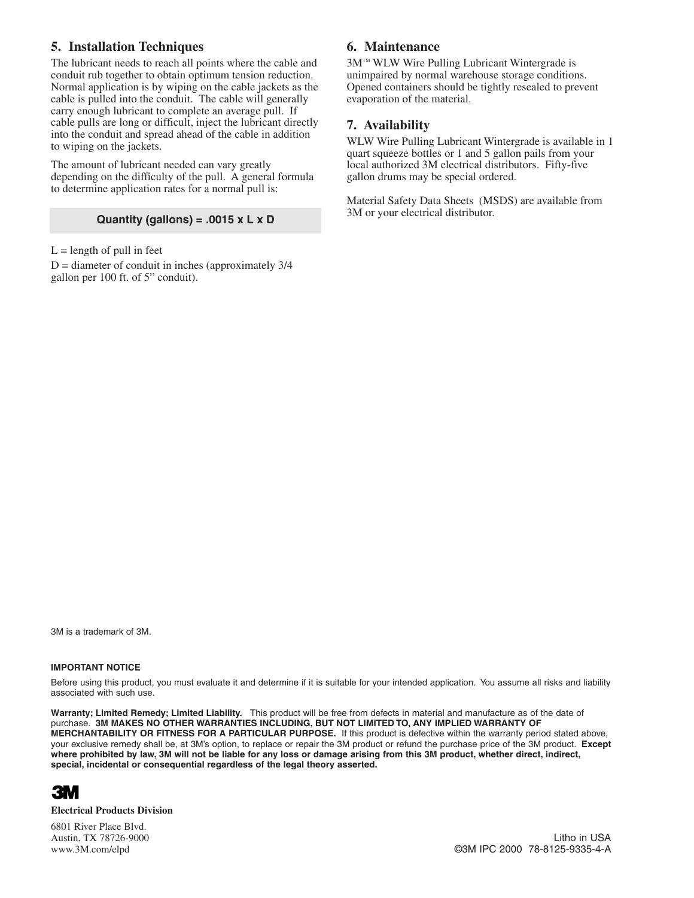## 5. Installation Techniques

The lubricant needs to reach all points where the cable and conduit rub together to obtain optimum tension reduction. Normal application is by wiping on the cable jackets as the cable is pulled into the conduit. The cable will generally carry enough lubricant to complete an average pull. If cable pulls are long or difficult, inject the lubricant directly into the conduit and spread ahead of the cable in addition to wiping on the jackets.

The amount of lubricant needed can vary greatly depending on the difficulty of the pull. A general formula to determine application rates for a normal pull is:

**Quantity (gallons) = .0015 x L x D**

L = length of pull in feet

D = diameter of conduit in inches (approximately 3/4 gallon per 100 ft. of 5" conduit).

## 6. Maintenance

3M™ WLW Wire Pulling Lubricant Wintergrade is unimpaired by normal warehouse storage conditions. Opened containers should be tightly resealed to prevent evaporation of the material.

## 7. Availability

WLW Wire Pulling Lubricant Wintergrade is available in 1 quart squeeze bottles or 1 and 5 gallon pails from your local authorized 3M electrical distributors. Fifty-five gallon drums may be special ordered.

Material Safety Data Sheets (MSDS) are available from 3M or your electrical distributor.

3M is a trademark of 3M.

**IMPORTANT NOTICE**

Before using this product, you must evaluate it and determine if it is suitable for your intended application. You assume all risks and liability associated with such use.

**Warranty; Limited Remedy; Limited Liability.** This product will be free from defects in material and manufacture as of the date of purchase. **3M MAKES NO OTHER WARRANTIES INCLUDING, BUT NOT LIMITED TO, ANY IMPLIED WARRANTY OF MERCHANTABILITY OR FITNESS FOR A PARTICULAR PURPOSE.** If this product is defective within the warranty period stated above, your exclusive remedy shall be, at 3M's option, to replace or repair the 3M product or refund the purchase price of the 3M product. **Except where prohibited by law, 3M will not be liable for any loss or damage arising from this 3M product, whether direct, indirect, special, incidental or consequential regardless of the legal theory asserted.**

**3M**

**Electrical Products Division**

6801 River Place Blvd.
Austin, TX 78726-9000
www.3M.com/elpd

Litho in USA
©3M IPC 2000 78-8125-9335-4-A